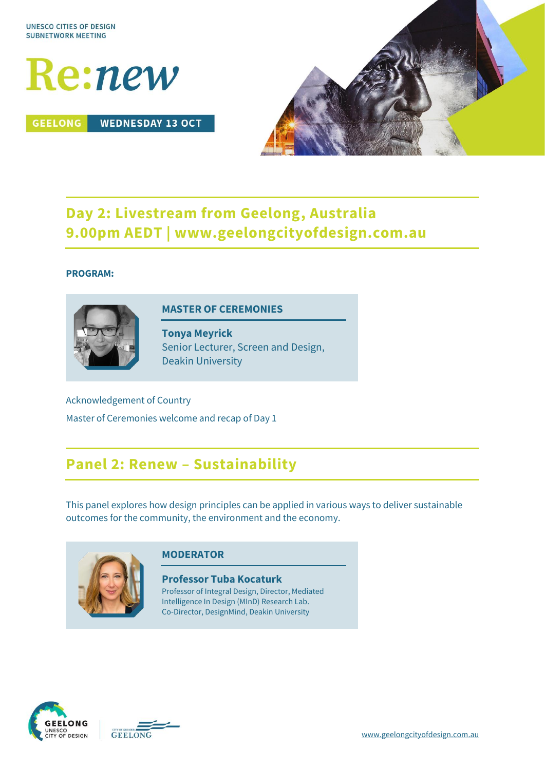UNESCO CITIES OF DESIGN
SUBNETWORK MEETING

# Re:*new*

**GEELONG** **WEDNESDAY 13 OCT**

## Day 2: Livestream from Geelong, Australia
## 9.00pm AEDT | www.geelongcityofdesign.com.au

**PROGRAM:**

**MASTER OF CEREMONIES**

**Tonya Meyrick**
Senior Lecturer, Screen and Design,
Deakin University

Acknowledgement of Country

Master of Ceremonies welcome and recap of Day 1

## Panel 2: Renew – Sustainability

This panel explores how design principles can be applied in various ways to deliver sustainable outcomes for the community, the environment and the economy.

**MODERATOR**

**Professor Tuba Kocaturk**
Professor of Integral Design, Director, Mediated Intelligence In Design (MInD) Research Lab.
Co-Director, DesignMind, Deakin University

GEELONG UNESCO CITY OF DESIGN

CITY OF GREATER GEELONG

www.geelongcityofdesign.com.au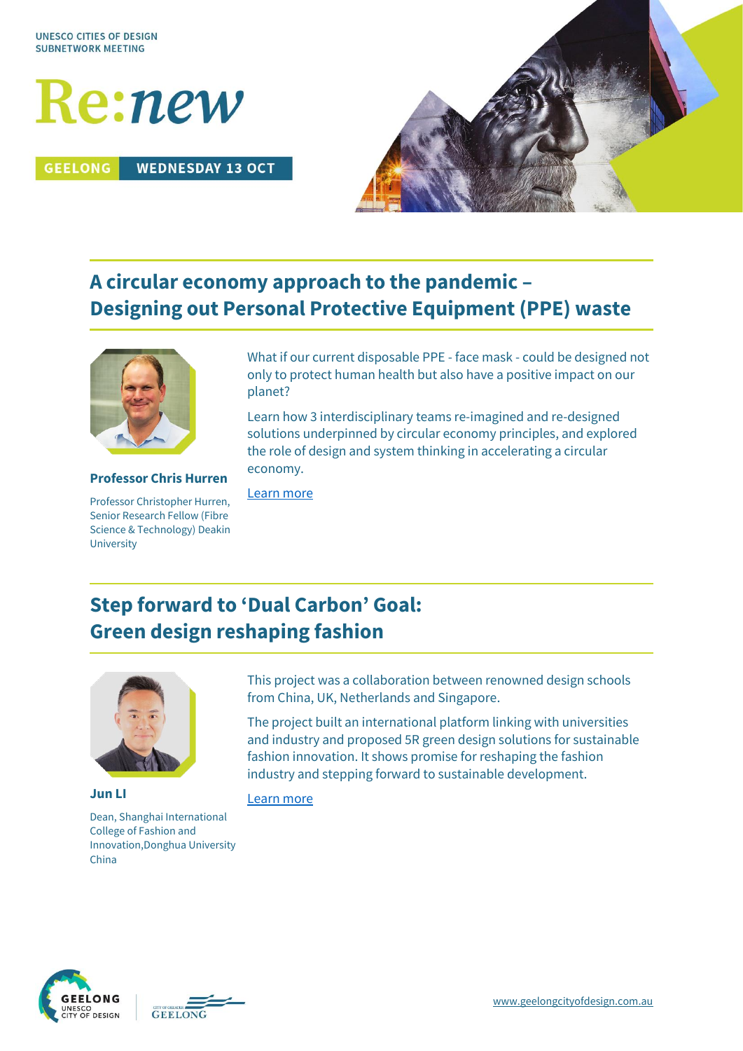UNESCO CITIES OF DESIGN
SUBNETWORK MEETING

# Re:*new*

**GEELONG** | **WEDNESDAY 13 OCT**

## A circular economy approach to the pandemic – Designing out Personal Protective Equipment (PPE) waste

**Professor Chris Hurren**

Professor Christopher Hurren, Senior Research Fellow (Fibre Science & Technology) Deakin University

What if our current disposable PPE - face mask - could be designed not only to protect human health but also have a positive impact on our planet?

Learn how 3 interdisciplinary teams re-imagined and re-designed solutions underpinned by circular economy principles, and explored the role of design and system thinking in accelerating a circular economy.

Learn more

## Step forward to 'Dual Carbon' Goal: Green design reshaping fashion

**Jun LI**

Dean, Shanghai International College of Fashion and Innovation,Donghua University China

This project was a collaboration between renowned design schools from China, UK, Netherlands and Singapore.

The project built an international platform linking with universities and industry and proposed 5R green design solutions for sustainable fashion innovation. It shows promise for reshaping the fashion industry and stepping forward to sustainable development.

Learn more

GEELONG UNESCO CITY OF DESIGN | CITY OF GREATER GEELONG

www.geelongcityofdesign.com.au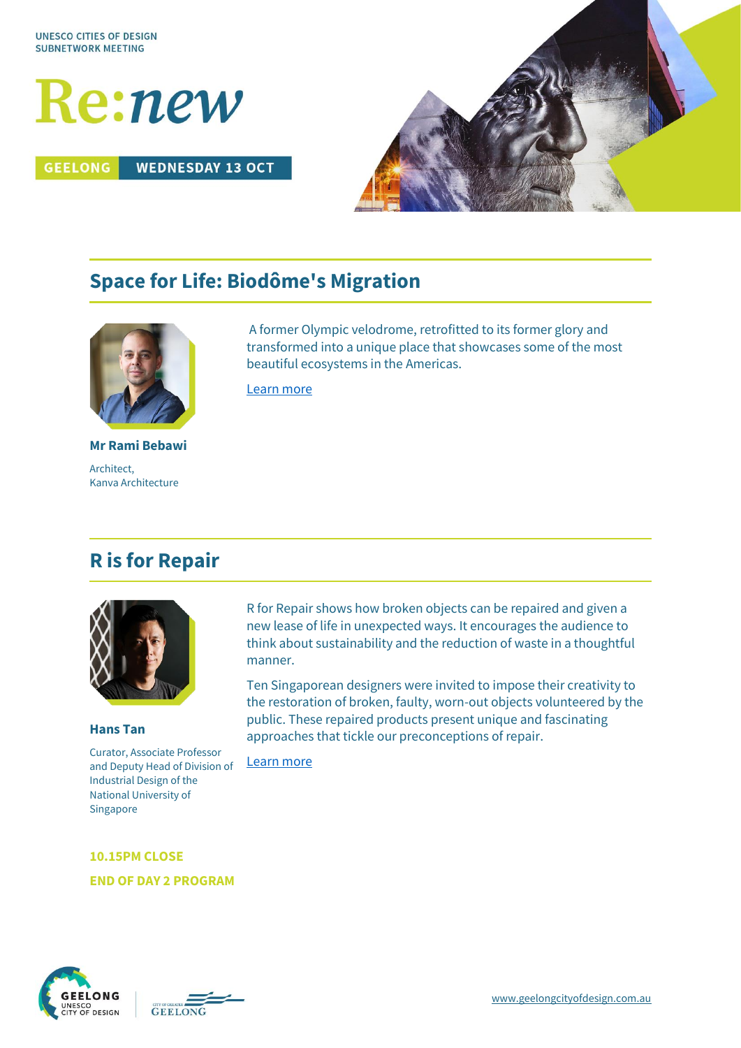UNESCO CITIES OF DESIGN
SUBNETWORK MEETING

# Re:*new*

GEELONG **WEDNESDAY 13 OCT**

## Space for Life: Biodôme's Migration

**Mr Rami Bebawi**

Architect,
Kanva Architecture

A former Olympic velodrome, retrofitted to its former glory and transformed into a unique place that showcases some of the most beautiful ecosystems in the Americas.

Learn more

## R is for Repair

**Hans Tan**

Curator, Associate Professor and Deputy Head of Division of Industrial Design of the National University of Singapore

R for Repair shows how broken objects can be repaired and given a new lease of life in unexpected ways. It encourages the audience to think about sustainability and the reduction of waste in a thoughtful manner.

Ten Singaporean designers were invited to impose their creativity to the restoration of broken, faulty, worn-out objects volunteered by the public. These repaired products present unique and fascinating approaches that tickle our preconceptions of repair.

Learn more

**10.15PM CLOSE**

**END OF DAY 2 PROGRAM**

GEELONG UNESCO CITY OF DESIGN

CITY OF GREATER GEELONG

www.geelongcityofdesign.com.au